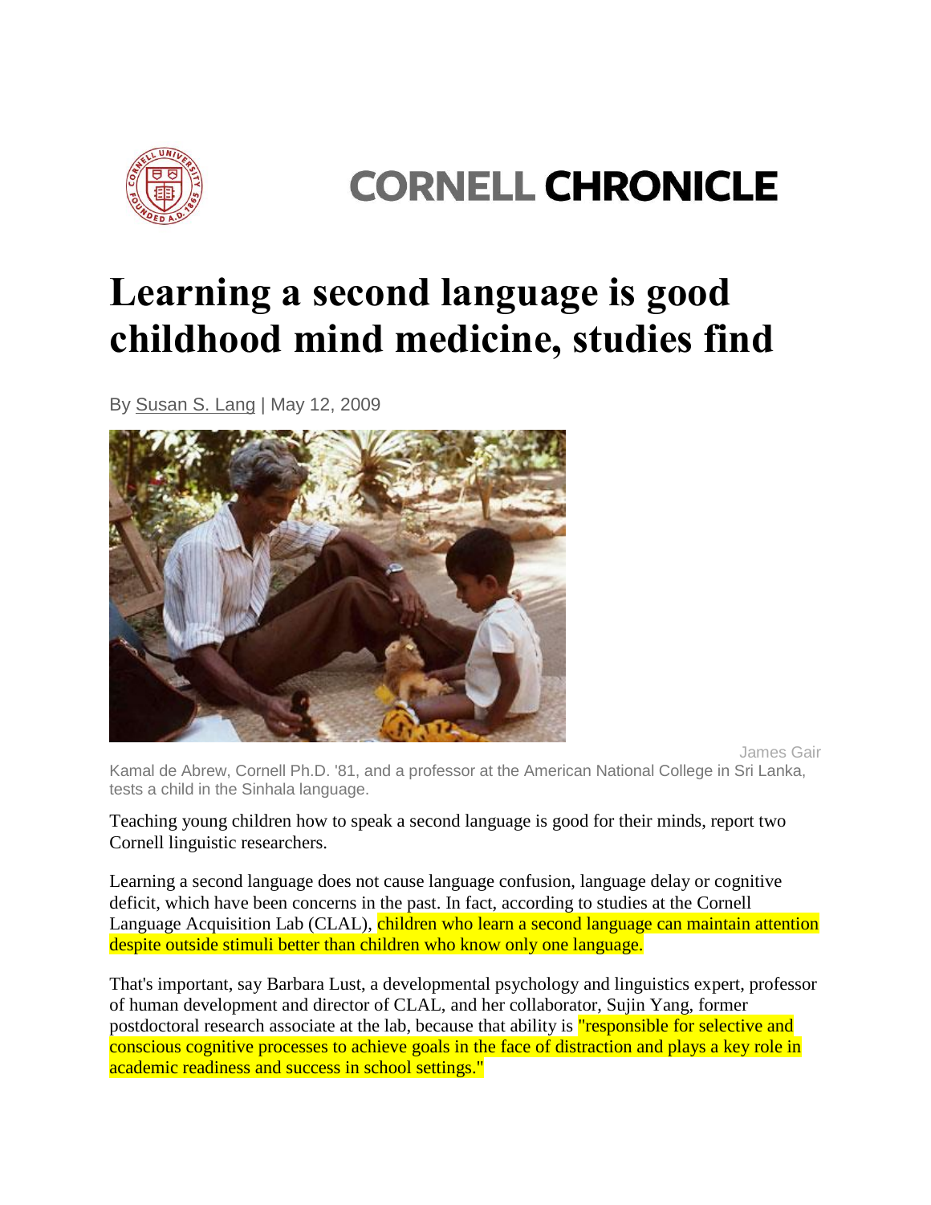CORNELL CHRONICLE

# Learning a second language is good childhood mind medicine, studies find

By Susan S. Lang | May 12, 2009

James Gair

Kamal de Abrew, Cornell Ph.D. '81, and a professor at the American National College in Sri Lanka, tests a child in the Sinhala language.

Teaching young children how to speak a second language is good for their minds, report two Cornell linguistic researchers.

Learning a second language does not cause language confusion, language delay or cognitive deficit, which have been concerns in the past. In fact, according to studies at the Cornell Language Acquisition Lab (CLAL), children who learn a second language can maintain attention despite outside stimuli better than children who know only one language.

That's important, say Barbara Lust, a developmental psychology and linguistics expert, professor of human development and director of CLAL, and her collaborator, Sujin Yang, former postdoctoral research associate at the lab, because that ability is "responsible for selective and conscious cognitive processes to achieve goals in the face of distraction and plays a key role in academic readiness and success in school settings."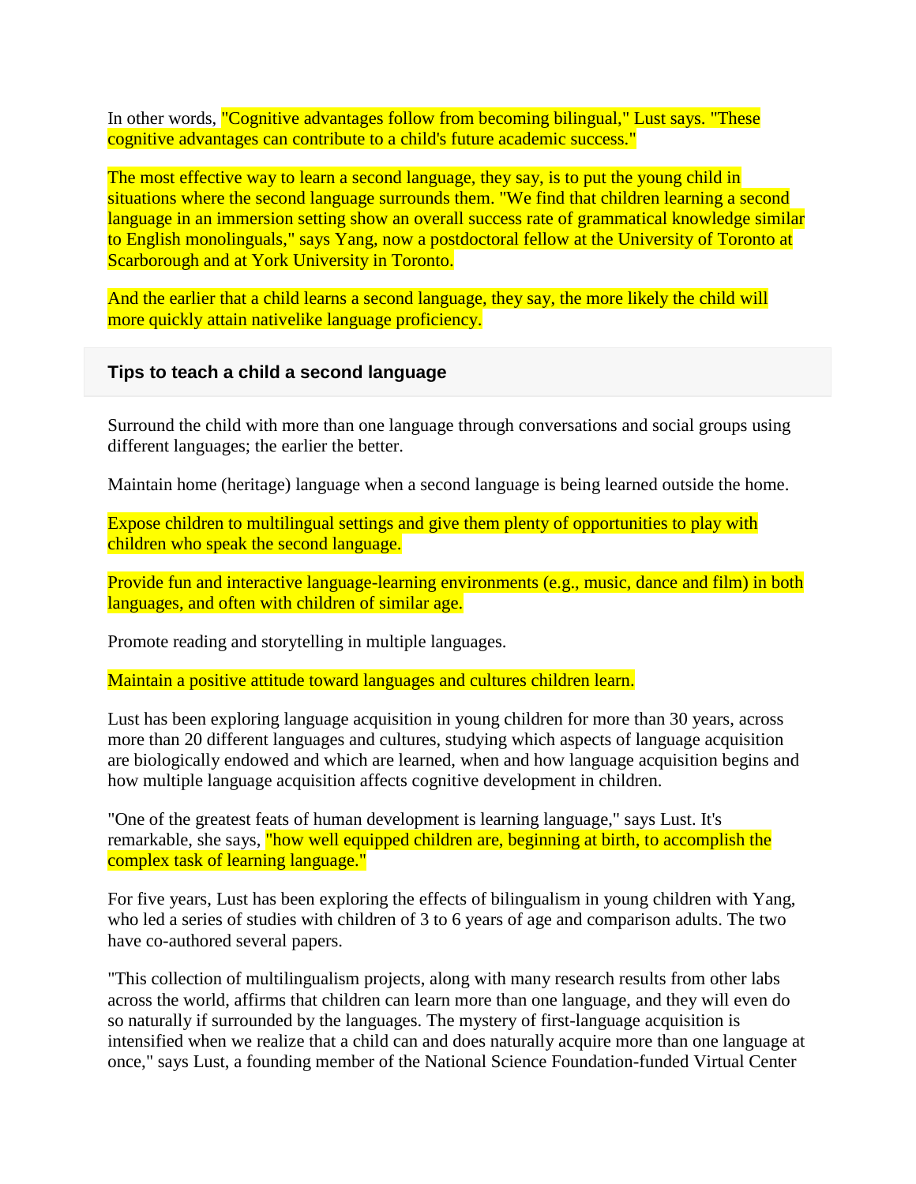In other words, "Cognitive advantages follow from becoming bilingual," Lust says. "These cognitive advantages can contribute to a child's future academic success."

The most effective way to learn a second language, they say, is to put the young child in situations where the second language surrounds them. "We find that children learning a second language in an immersion setting show an overall success rate of grammatical knowledge similar to English monolinguals," says Yang, now a postdoctoral fellow at the University of Toronto at Scarborough and at York University in Toronto.

And the earlier that a child learns a second language, they say, the more likely the child will more quickly attain nativelike language proficiency.

### Tips to teach a child a second language

Surround the child with more than one language through conversations and social groups using different languages; the earlier the better.

Maintain home (heritage) language when a second language is being learned outside the home.

Expose children to multilingual settings and give them plenty of opportunities to play with children who speak the second language.

Provide fun and interactive language-learning environments (e.g., music, dance and film) in both languages, and often with children of similar age.

Promote reading and storytelling in multiple languages.

Maintain a positive attitude toward languages and cultures children learn.

Lust has been exploring language acquisition in young children for more than 30 years, across more than 20 different languages and cultures, studying which aspects of language acquisition are biologically endowed and which are learned, when and how language acquisition begins and how multiple language acquisition affects cognitive development in children.

"One of the greatest feats of human development is learning language," says Lust. It's remarkable, she says, "how well equipped children are, beginning at birth, to accomplish the complex task of learning language."

For five years, Lust has been exploring the effects of bilingualism in young children with Yang, who led a series of studies with children of 3 to 6 years of age and comparison adults. The two have co-authored several papers.

"This collection of multilingualism projects, along with many research results from other labs across the world, affirms that children can learn more than one language, and they will even do so naturally if surrounded by the languages. The mystery of first-language acquisition is intensified when we realize that a child can and does naturally acquire more than one language at once," says Lust, a founding member of the National Science Foundation-funded Virtual Center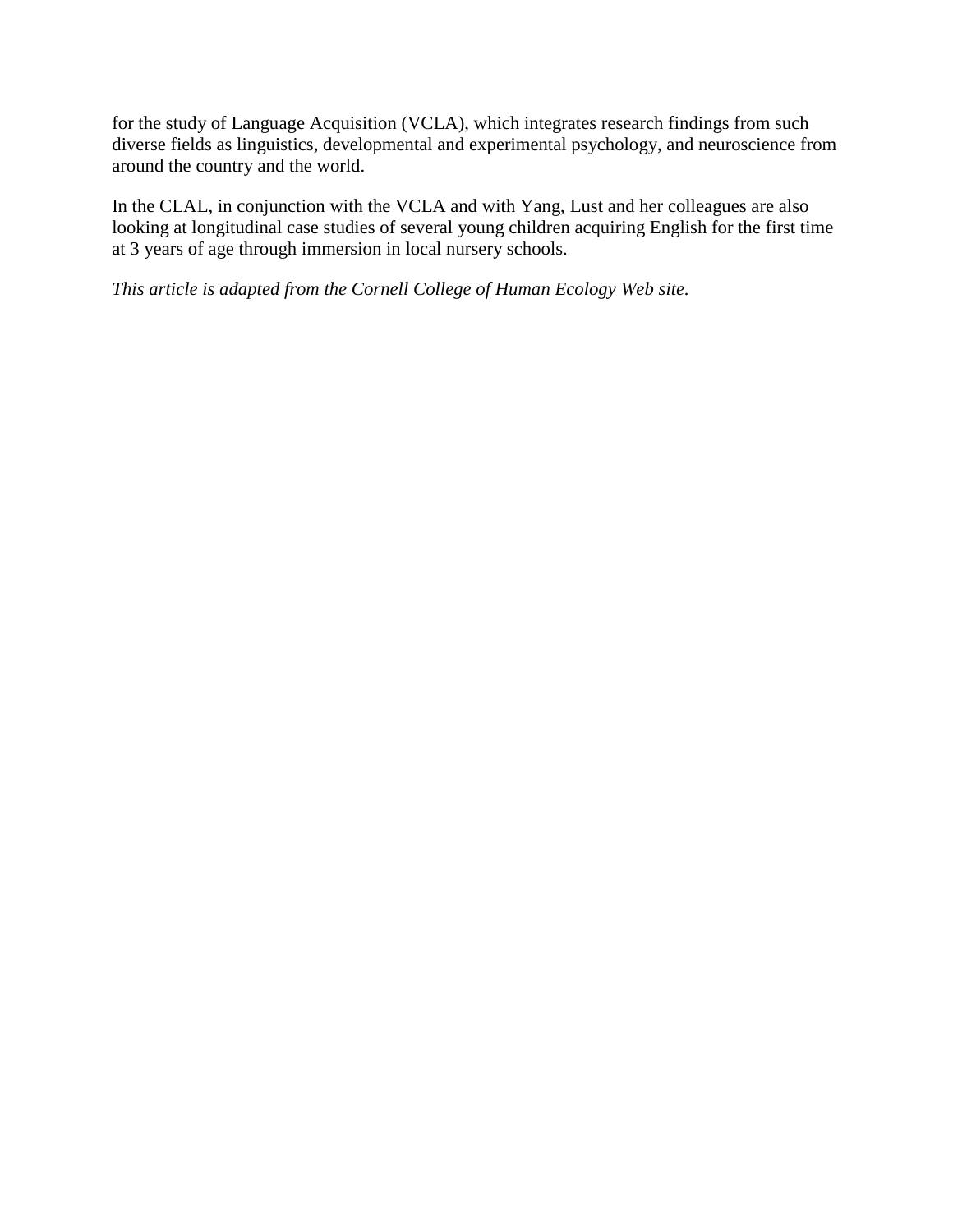for the study of Language Acquisition (VCLA), which integrates research findings from such diverse fields as linguistics, developmental and experimental psychology, and neuroscience from around the country and the world.

In the CLAL, in conjunction with the VCLA and with Yang, Lust and her colleagues are also looking at longitudinal case studies of several young children acquiring English for the first time at 3 years of age through immersion in local nursery schools.

*This article is adapted from the Cornell College of Human Ecology Web site.*